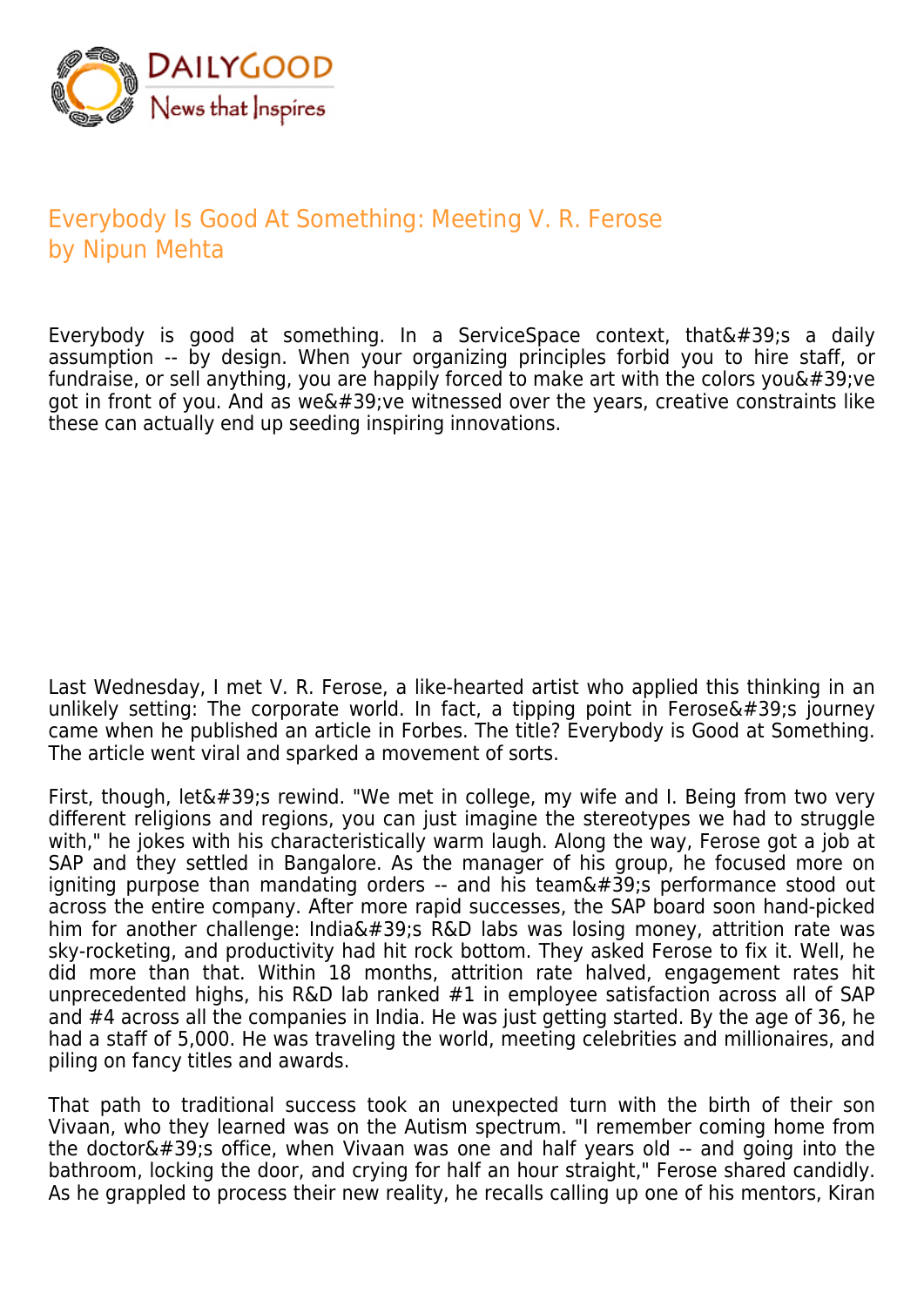# Everybody Is Good At Something: Meeting V. R. Ferose
by Nipun Mehta

Everybody is good at something. In a ServiceSpace context, that&#39;s a daily assumption -- by design. When your organizing principles forbid you to hire staff, or fundraise, or sell anything, you are happily forced to make art with the colors you&#39;ve got in front of you. And as we&#39;ve witnessed over the years, creative constraints like these can actually end up seeding inspiring innovations.

Last Wednesday, I met V. R. Ferose, a like-hearted artist who applied this thinking in an unlikely setting: The corporate world. In fact, a tipping point in Ferose&#39;s journey came when he published an article in Forbes. The title? Everybody is Good at Something. The article went viral and sparked a movement of sorts.

First, though, let&#39;s rewind. "We met in college, my wife and I. Being from two very different religions and regions, you can just imagine the stereotypes we had to struggle with," he jokes with his characteristically warm laugh. Along the way, Ferose got a job at SAP and they settled in Bangalore. As the manager of his group, he focused more on igniting purpose than mandating orders -- and his team&#39;s performance stood out across the entire company. After more rapid successes, the SAP board soon hand-picked him for another challenge: India&#39;s R&D labs was losing money, attrition rate was sky-rocketing, and productivity had hit rock bottom. They asked Ferose to fix it. Well, he did more than that. Within 18 months, attrition rate halved, engagement rates hit unprecedented highs, his R&D lab ranked #1 in employee satisfaction across all of SAP and #4 across all the companies in India. He was just getting started. By the age of 36, he had a staff of 5,000. He was traveling the world, meeting celebrities and millionaires, and piling on fancy titles and awards.

That path to traditional success took an unexpected turn with the birth of their son Vivaan, who they learned was on the Autism spectrum. "I remember coming home from the doctor&#39;s office, when Vivaan was one and half years old -- and going into the bathroom, locking the door, and crying for half an hour straight," Ferose shared candidly. As he grappled to process their new reality, he recalls calling up one of his mentors, Kiran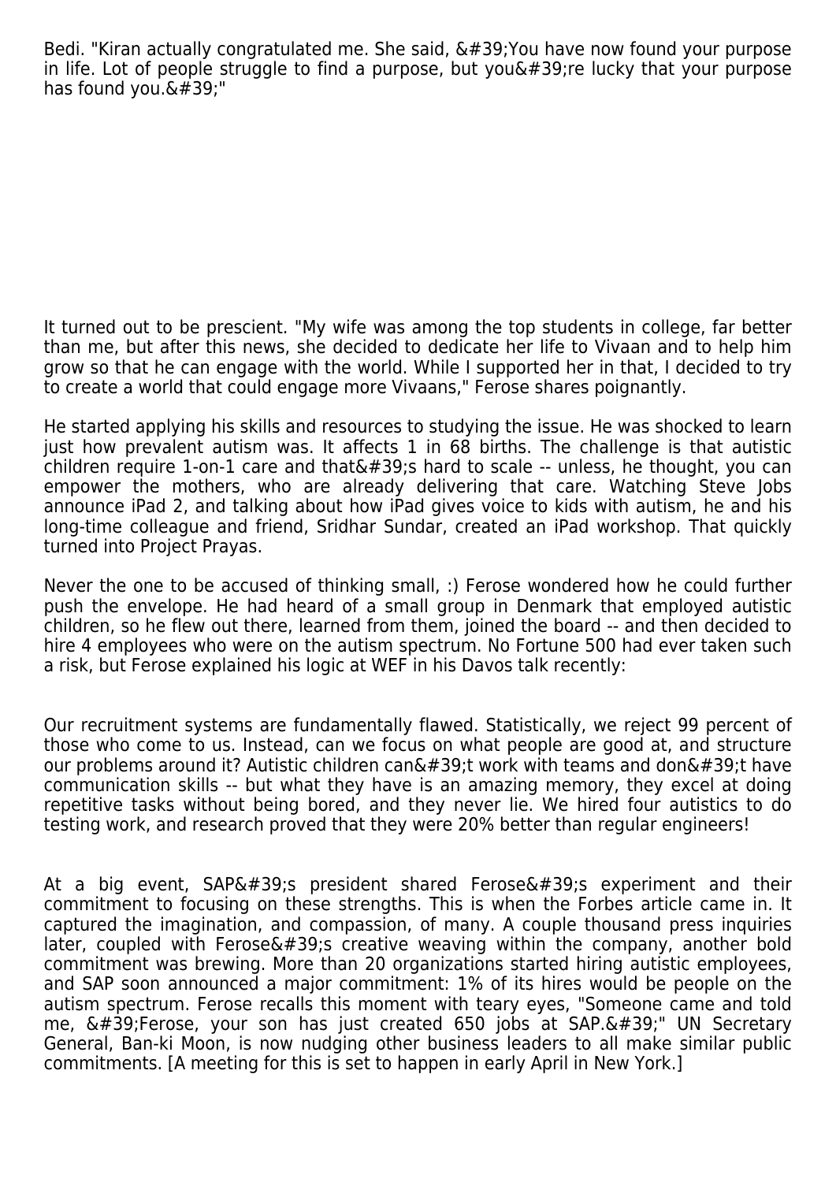Bedi. "Kiran actually congratulated me. She said, &#39;You have now found your purpose in life. Lot of people struggle to find a purpose, but you&#39;re lucky that your purpose has found you.&#39;"

It turned out to be prescient. "My wife was among the top students in college, far better than me, but after this news, she decided to dedicate her life to Vivaan and to help him grow so that he can engage with the world. While I supported her in that, I decided to try to create a world that could engage more Vivaans," Ferose shares poignantly.

He started applying his skills and resources to studying the issue. He was shocked to learn just how prevalent autism was. It affects 1 in 68 births. The challenge is that autistic children require 1-on-1 care and that&#39;s hard to scale -- unless, he thought, you can empower the mothers, who are already delivering that care. Watching Steve Jobs announce iPad 2, and talking about how iPad gives voice to kids with autism, he and his long-time colleague and friend, Sridhar Sundar, created an iPad workshop. That quickly turned into Project Prayas.

Never the one to be accused of thinking small, :) Ferose wondered how he could further push the envelope. He had heard of a small group in Denmark that employed autistic children, so he flew out there, learned from them, joined the board -- and then decided to hire 4 employees who were on the autism spectrum. No Fortune 500 had ever taken such a risk, but Ferose explained his logic at WEF in his Davos talk recently:

Our recruitment systems are fundamentally flawed. Statistically, we reject 99 percent of those who come to us. Instead, can we focus on what people are good at, and structure our problems around it? Autistic children can&#39;t work with teams and don&#39;t have communication skills -- but what they have is an amazing memory, they excel at doing repetitive tasks without being bored, and they never lie. We hired four autistics to do testing work, and research proved that they were 20% better than regular engineers!

At a big event, SAP&#39;s president shared Ferose&#39;s experiment and their commitment to focusing on these strengths. This is when the Forbes article came in. It captured the imagination, and compassion, of many. A couple thousand press inquiries later, coupled with Ferose&#39;s creative weaving within the company, another bold commitment was brewing. More than 20 organizations started hiring autistic employees, and SAP soon announced a major commitment: 1% of its hires would be people on the autism spectrum. Ferose recalls this moment with teary eyes, "Someone came and told me, &#39;Ferose, your son has just created 650 jobs at SAP.&#39;" UN Secretary General, Ban-ki Moon, is now nudging other business leaders to all make similar public commitments. [A meeting for this is set to happen in early April in New York.]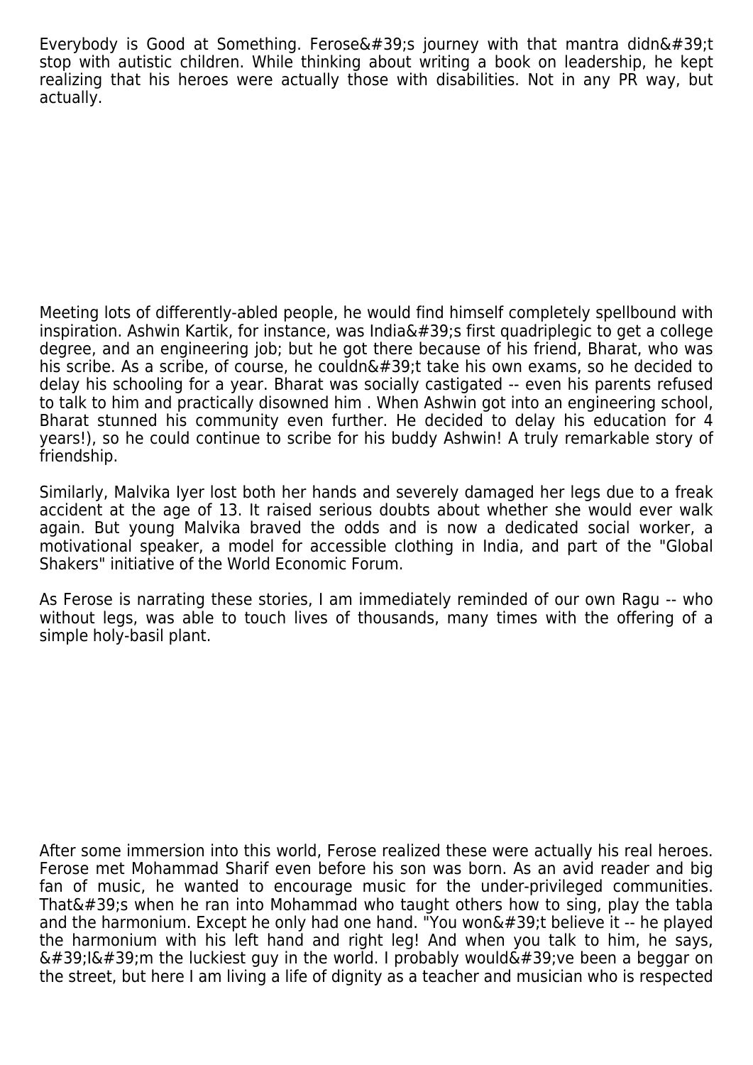Everybody is Good at Something. Ferose&#39;s journey with that mantra didn&#39;t stop with autistic children. While thinking about writing a book on leadership, he kept realizing that his heroes were actually those with disabilities. Not in any PR way, but actually.

Meeting lots of differently-abled people, he would find himself completely spellbound with inspiration. Ashwin Kartik, for instance, was India&#39;s first quadriplegic to get a college degree, and an engineering job; but he got there because of his friend, Bharat, who was his scribe. As a scribe, of course, he couldn&#39;t take his own exams, so he decided to delay his schooling for a year. Bharat was socially castigated -- even his parents refused to talk to him and practically disowned him . When Ashwin got into an engineering school, Bharat stunned his community even further. He decided to delay his education for 4 years!), so he could continue to scribe for his buddy Ashwin! A truly remarkable story of friendship.

Similarly, Malvika Iyer lost both her hands and severely damaged her legs due to a freak accident at the age of 13. It raised serious doubts about whether she would ever walk again. But young Malvika braved the odds and is now a dedicated social worker, a motivational speaker, a model for accessible clothing in India, and part of the "Global Shakers" initiative of the World Economic Forum.

As Ferose is narrating these stories, I am immediately reminded of our own Ragu -- who without legs, was able to touch lives of thousands, many times with the offering of a simple holy-basil plant.

After some immersion into this world, Ferose realized these were actually his real heroes. Ferose met Mohammad Sharif even before his son was born. As an avid reader and big fan of music, he wanted to encourage music for the under-privileged communities. That&#39;s when he ran into Mohammad who taught others how to sing, play the tabla and the harmonium. Except he only had one hand. "You won&#39;t believe it -- he played the harmonium with his left hand and right leg! And when you talk to him, he says, &#39;I&#39;m the luckiest guy in the world. I probably would&#39;ve been a beggar on the street, but here I am living a life of dignity as a teacher and musician who is respected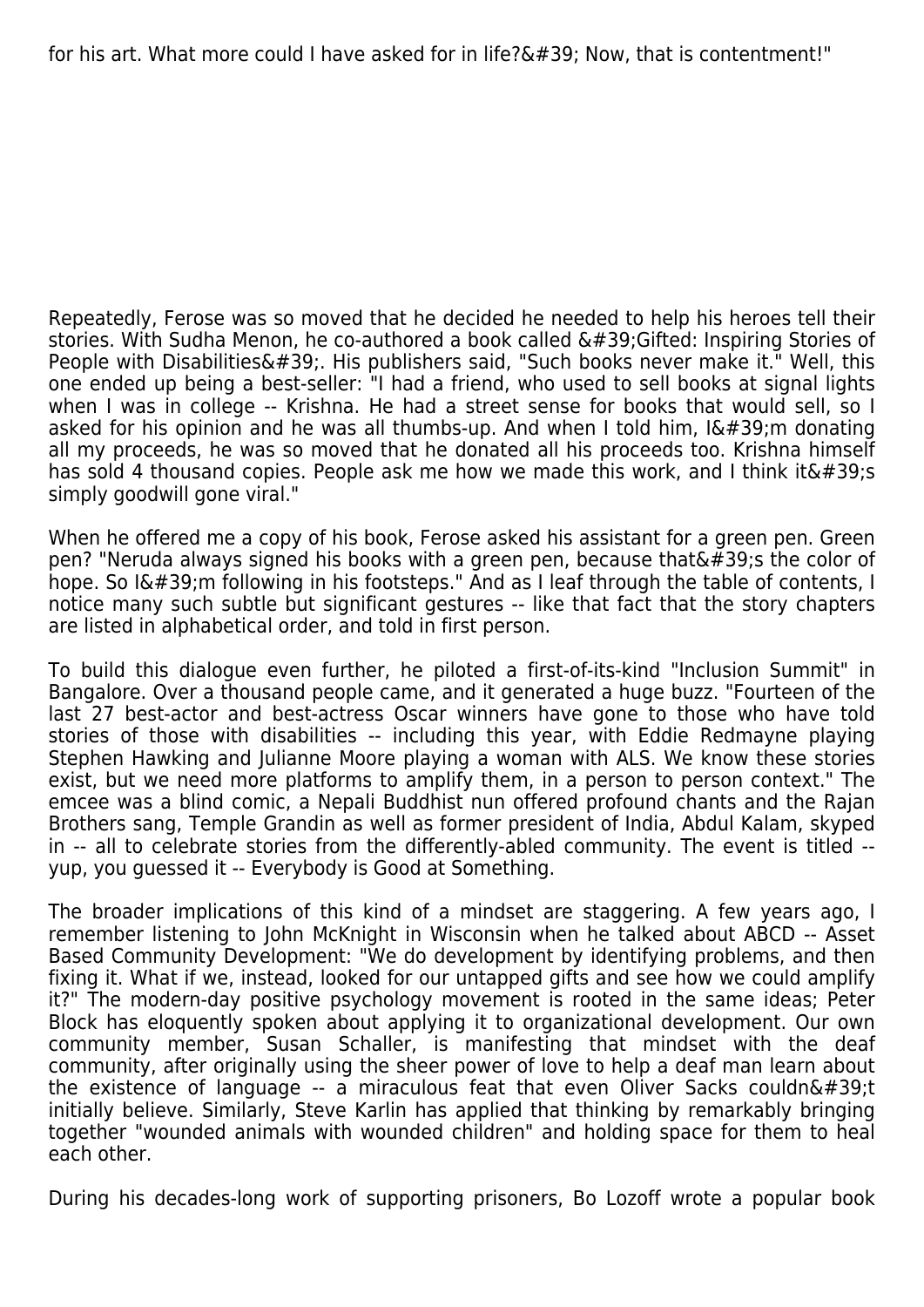for his art. What more could I have asked for in life?&#39; Now, that is contentment!"

Repeatedly, Ferose was so moved that he decided he needed to help his heroes tell their stories. With Sudha Menon, he co-authored a book called &#39;Gifted: Inspiring Stories of People with Disabilities&#39;. His publishers said, "Such books never make it." Well, this one ended up being a best-seller: "I had a friend, who used to sell books at signal lights when I was in college -- Krishna. He had a street sense for books that would sell, so I asked for his opinion and he was all thumbs-up. And when I told him, I&#39;m donating all my proceeds, he was so moved that he donated all his proceeds too. Krishna himself has sold 4 thousand copies. People ask me how we made this work, and I think it&#39;s simply goodwill gone viral."

When he offered me a copy of his book, Ferose asked his assistant for a green pen. Green pen? "Neruda always signed his books with a green pen, because that&#39;s the color of hope. So I&#39;m following in his footsteps." And as I leaf through the table of contents, I notice many such subtle but significant gestures -- like that fact that the story chapters are listed in alphabetical order, and told in first person.

To build this dialogue even further, he piloted a first-of-its-kind "Inclusion Summit" in Bangalore. Over a thousand people came, and it generated a huge buzz. "Fourteen of the last 27 best-actor and best-actress Oscar winners have gone to those who have told stories of those with disabilities -- including this year, with Eddie Redmayne playing Stephen Hawking and Julianne Moore playing a woman with ALS. We know these stories exist, but we need more platforms to amplify them, in a person to person context." The emcee was a blind comic, a Nepali Buddhist nun offered profound chants and the Rajan Brothers sang, Temple Grandin as well as former president of India, Abdul Kalam, skyped in -- all to celebrate stories from the differently-abled community. The event is titled -- yup, you guessed it -- Everybody is Good at Something.

The broader implications of this kind of a mindset are staggering. A few years ago, I remember listening to John McKnight in Wisconsin when he talked about ABCD -- Asset Based Community Development: "We do development by identifying problems, and then fixing it. What if we, instead, looked for our untapped gifts and see how we could amplify it?" The modern-day positive psychology movement is rooted in the same ideas; Peter Block has eloquently spoken about applying it to organizational development. Our own community member, Susan Schaller, is manifesting that mindset with the deaf community, after originally using the sheer power of love to help a deaf man learn about the existence of language -- a miraculous feat that even Oliver Sacks couldn&#39;t initially believe. Similarly, Steve Karlin has applied that thinking by remarkably bringing together "wounded animals with wounded children" and holding space for them to heal each other.

During his decades-long work of supporting prisoners, Bo Lozoff wrote a popular book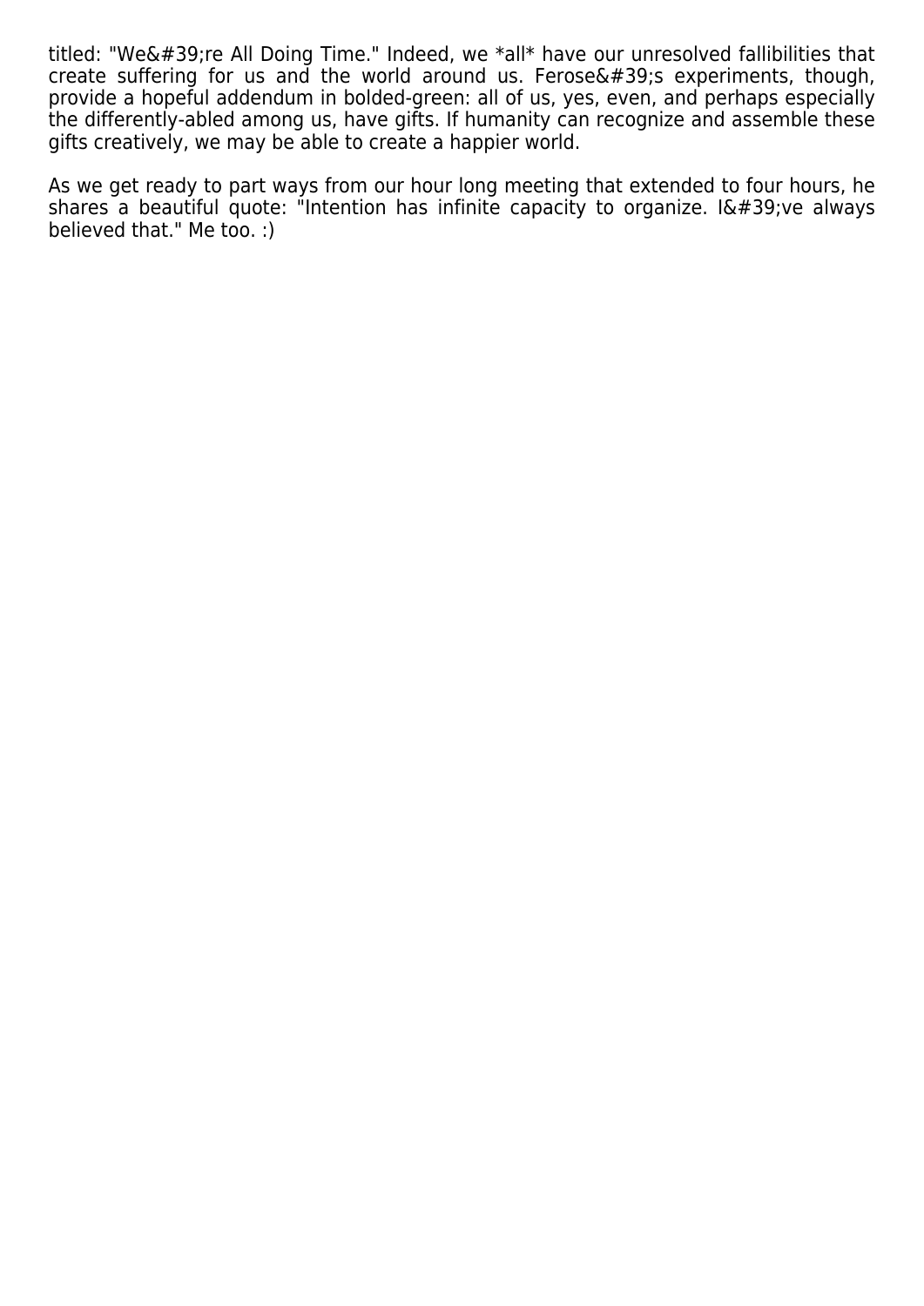titled: "We&#39;re All Doing Time." Indeed, we *all* have our unresolved fallibilities that create suffering for us and the world around us. Ferose&#39;s experiments, though, provide a hopeful addendum in bolded-green: all of us, yes, even, and perhaps especially the differently-abled among us, have gifts. If humanity can recognize and assemble these gifts creatively, we may be able to create a happier world.

As we get ready to part ways from our hour long meeting that extended to four hours, he shares a beautiful quote: "Intention has infinite capacity to organize. I&#39;ve always believed that." Me too. :)